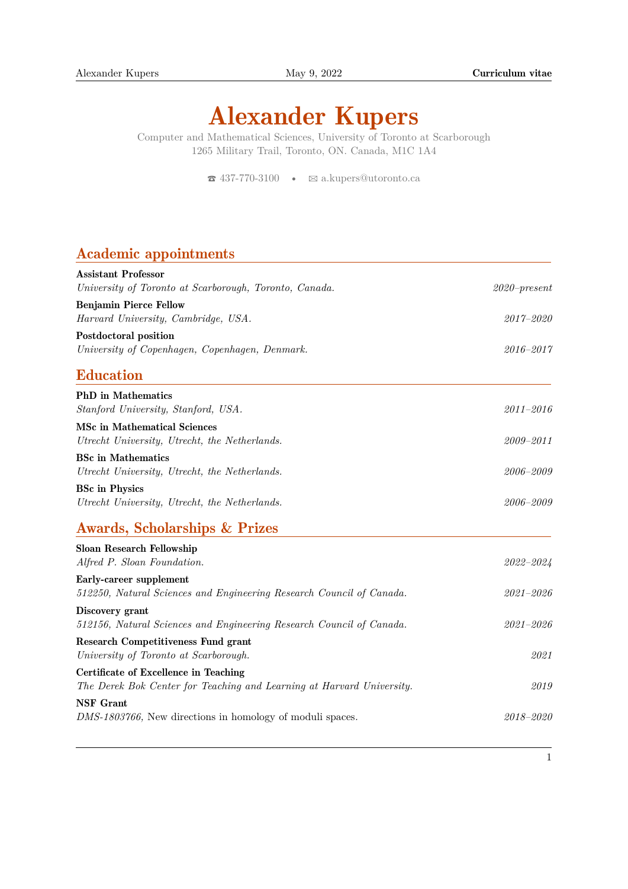# Alexander Kupers

Computer and Mathematical Sciences, University of Toronto at Scarborough
1265 Military Trail, Toronto, ON. Canada, M1C 1A4

☎ 437-770-3100 • ✉ a.kupers@utoronto.ca

## Academic appointments

**Assistant Professor**
*University of Toronto at Scarborough, Toronto, Canada.* *2020–present*

**Benjamin Pierce Fellow**
*Harvard University, Cambridge, USA.* *2017–2020*

**Postdoctoral position**
*University of Copenhagen, Copenhagen, Denmark.* *2016–2017*

## Education

**PhD in Mathematics**
*Stanford University, Stanford, USA.* *2011–2016*

**MSc in Mathematical Sciences**
*Utrecht University, Utrecht, the Netherlands.* *2009–2011*

**BSc in Mathematics**
*Utrecht University, Utrecht, the Netherlands.* *2006–2009*

**BSc in Physics**
*Utrecht University, Utrecht, the Netherlands.* *2006–2009*

## Awards, Scholarships & Prizes

**Sloan Research Fellowship**
*Alfred P. Sloan Foundation.* *2022–2024*

**Early-career supplement**
*512250, Natural Sciences and Engineering Research Council of Canada.* *2021–2026*

**Discovery grant**
*512156, Natural Sciences and Engineering Research Council of Canada.* *2021–2026*

**Research Competitiveness Fund grant**
*University of Toronto at Scarborough.* *2021*

**Certificate of Excellence in Teaching**
*The Derek Bok Center for Teaching and Learning at Harvard University.* *2019*

**NSF Grant**
*DMS-1803766,* New directions in homology of moduli spaces. *2018–2020*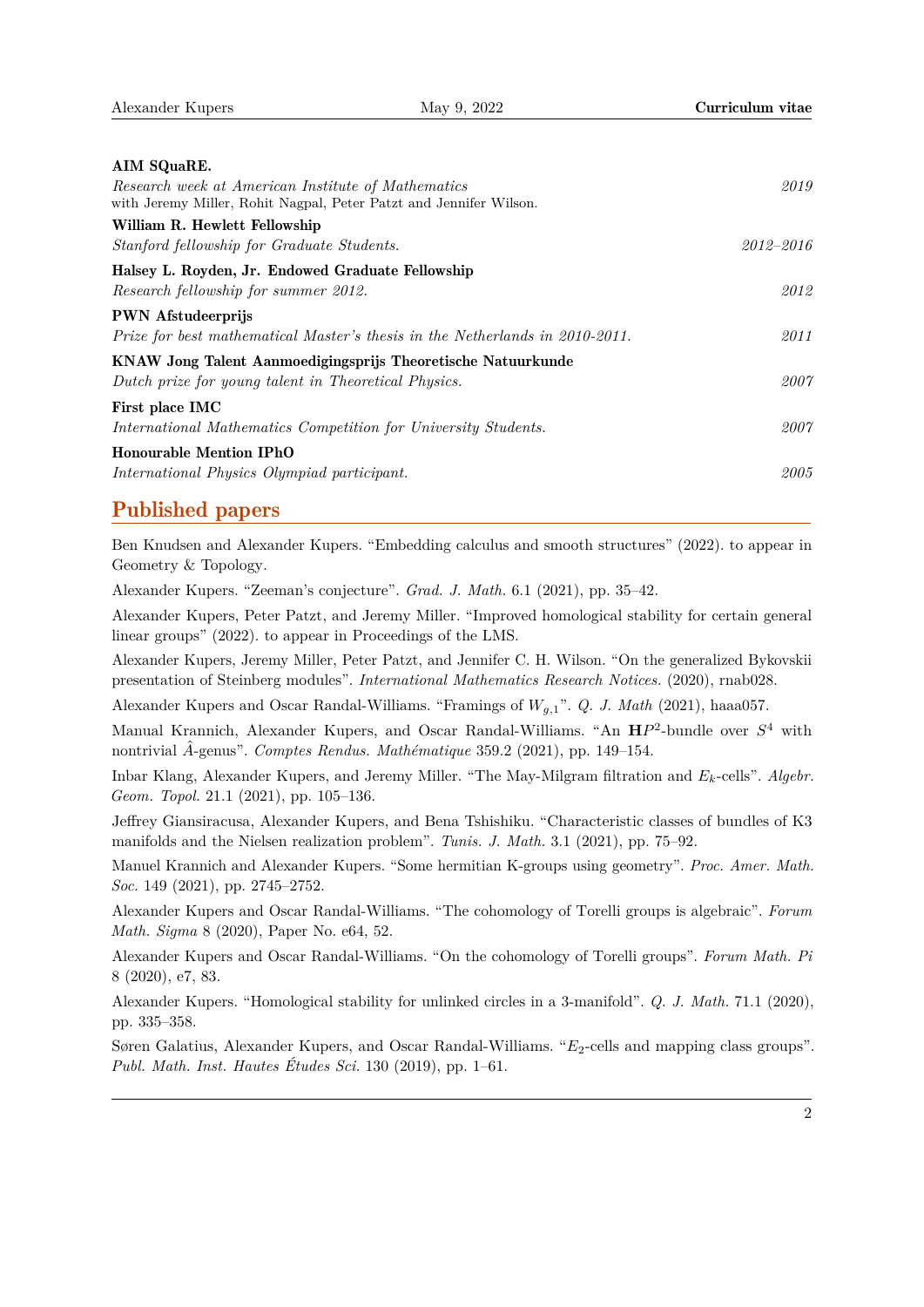**AIM SQuaRE.**
*Research week at American Institute of Mathematics* *2019*
with Jeremy Miller, Rohit Nagpal, Peter Patzt and Jennifer Wilson.

**William R. Hewlett Fellowship**
*Stanford fellowship for Graduate Students.* *2012–2016*

**Halsey L. Royden, Jr. Endowed Graduate Fellowship**
*Research fellowship for summer 2012.* *2012*

**PWN Afstudeerprijs**
*Prize for best mathematical Master's thesis in the Netherlands in 2010-2011.* *2011*

**KNAW Jong Talent Aanmoedigingsprijs Theoretische Natuurkunde**
*Dutch prize for young talent in Theoretical Physics.* *2007*

**First place IMC**
*International Mathematics Competition for University Students.* *2007*

**Honourable Mention IPhO**
*International Physics Olympiad participant.* *2005*

## Published papers

Ben Knudsen and Alexander Kupers. "Embedding calculus and smooth structures" (2022). to appear in Geometry & Topology.

Alexander Kupers. "Zeeman's conjecture". *Grad. J. Math.* 6.1 (2021), pp. 35–42.

Alexander Kupers, Peter Patzt, and Jeremy Miller. "Improved homological stability for certain general linear groups" (2022). to appear in Proceedings of the LMS.

Alexander Kupers, Jeremy Miller, Peter Patzt, and Jennifer C. H. Wilson. "On the generalized Bykovskii presentation of Steinberg modules". *International Mathematics Research Notices.* (2020), rnab028.

Alexander Kupers and Oscar Randal-Williams. "Framings of $W_{g,1}$". *Q. J. Math* (2021), haaa057.

Manual Krannich, Alexander Kupers, and Oscar Randal-Williams. "An $\mathbf{H}P^2$-bundle over $S^4$ with nontrivial $\hat{A}$-genus". *Comptes Rendus. Mathématique* 359.2 (2021), pp. 149–154.

Inbar Klang, Alexander Kupers, and Jeremy Miller. "The May-Milgram filtration and $E_k$-cells". *Algebr. Geom. Topol.* 21.1 (2021), pp. 105–136.

Jeffrey Giansiracusa, Alexander Kupers, and Bena Tshishiku. "Characteristic classes of bundles of K3 manifolds and the Nielsen realization problem". *Tunis. J. Math.* 3.1 (2021), pp. 75–92.

Manuel Krannich and Alexander Kupers. "Some hermitian K-groups using geometry". *Proc. Amer. Math. Soc.* 149 (2021), pp. 2745–2752.

Alexander Kupers and Oscar Randal-Williams. "The cohomology of Torelli groups is algebraic". *Forum Math. Sigma* 8 (2020), Paper No. e64, 52.

Alexander Kupers and Oscar Randal-Williams. "On the cohomology of Torelli groups". *Forum Math. Pi* 8 (2020), e7, 83.

Alexander Kupers. "Homological stability for unlinked circles in a 3-manifold". *Q. J. Math.* 71.1 (2020), pp. 335–358.

Søren Galatius, Alexander Kupers, and Oscar Randal-Williams. "$E_2$-cells and mapping class groups". *Publ. Math. Inst. Hautes Études Sci.* 130 (2019), pp. 1–61.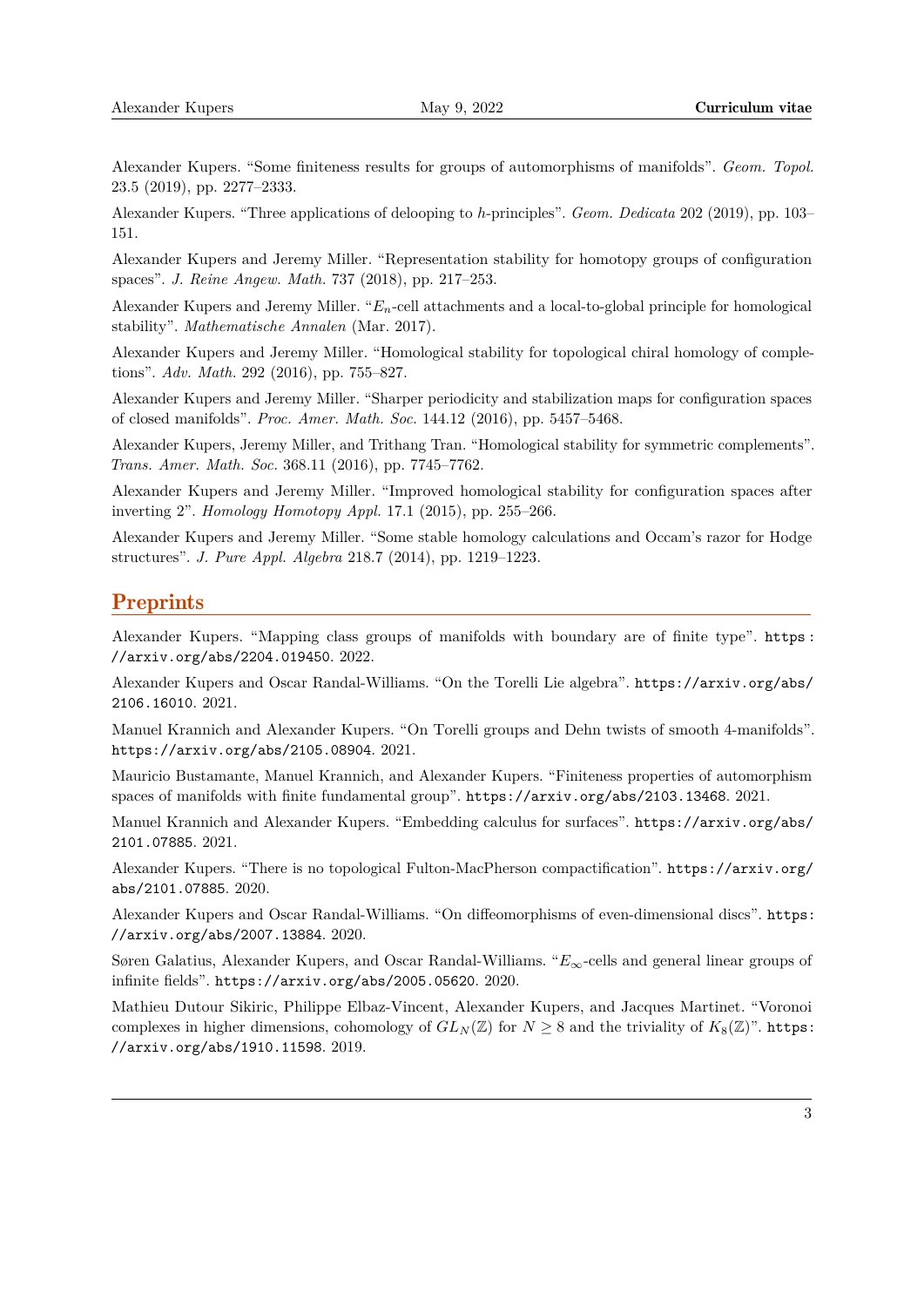Alexander Kupers. "Some finiteness results for groups of automorphisms of manifolds". *Geom. Topol.* 23.5 (2019), pp. 2277–2333.

Alexander Kupers. "Three applications of delooping to $h$-principles". *Geom. Dedicata* 202 (2019), pp. 103–151.

Alexander Kupers and Jeremy Miller. "Representation stability for homotopy groups of configuration spaces". *J. Reine Angew. Math.* 737 (2018), pp. 217–253.

Alexander Kupers and Jeremy Miller. "$E_n$-cell attachments and a local-to-global principle for homological stability". *Mathematische Annalen* (Mar. 2017).

Alexander Kupers and Jeremy Miller. "Homological stability for topological chiral homology of completions". *Adv. Math.* 292 (2016), pp. 755–827.

Alexander Kupers and Jeremy Miller. "Sharper periodicity and stabilization maps for configuration spaces of closed manifolds". *Proc. Amer. Math. Soc.* 144.12 (2016), pp. 5457–5468.

Alexander Kupers, Jeremy Miller, and Trithang Tran. "Homological stability for symmetric complements". *Trans. Amer. Math. Soc.* 368.11 (2016), pp. 7745–7762.

Alexander Kupers and Jeremy Miller. "Improved homological stability for configuration spaces after inverting 2". *Homology Homotopy Appl.* 17.1 (2015), pp. 255–266.

Alexander Kupers and Jeremy Miller. "Some stable homology calculations and Occam's razor for Hodge structures". *J. Pure Appl. Algebra* 218.7 (2014), pp. 1219–1223.

## Preprints

Alexander Kupers. "Mapping class groups of manifolds with boundary are of finite type". https://arxiv.org/abs/2204.019450. 2022.

Alexander Kupers and Oscar Randal-Williams. "On the Torelli Lie algebra". https://arxiv.org/abs/2106.16010. 2021.

Manuel Krannich and Alexander Kupers. "On Torelli groups and Dehn twists of smooth 4-manifolds". https://arxiv.org/abs/2105.08904. 2021.

Mauricio Bustamante, Manuel Krannich, and Alexander Kupers. "Finiteness properties of automorphism spaces of manifolds with finite fundamental group". https://arxiv.org/abs/2103.13468. 2021.

Manuel Krannich and Alexander Kupers. "Embedding calculus for surfaces". https://arxiv.org/abs/2101.07885. 2021.

Alexander Kupers. "There is no topological Fulton-MacPherson compactification". https://arxiv.org/abs/2101.07885. 2020.

Alexander Kupers and Oscar Randal-Williams. "On diffeomorphisms of even-dimensional discs". https://arxiv.org/abs/2007.13884. 2020.

Søren Galatius, Alexander Kupers, and Oscar Randal-Williams. "$E_\infty$-cells and general linear groups of infinite fields". https://arxiv.org/abs/2005.05620. 2020.

Mathieu Dutour Sikiric, Philippe Elbaz-Vincent, Alexander Kupers, and Jacques Martinet. "Voronoi complexes in higher dimensions, cohomology of $GL_N(\mathbb{Z})$ for $N \geq 8$ and the triviality of $K_8(\mathbb{Z})$". https://arxiv.org/abs/1910.11598. 2019.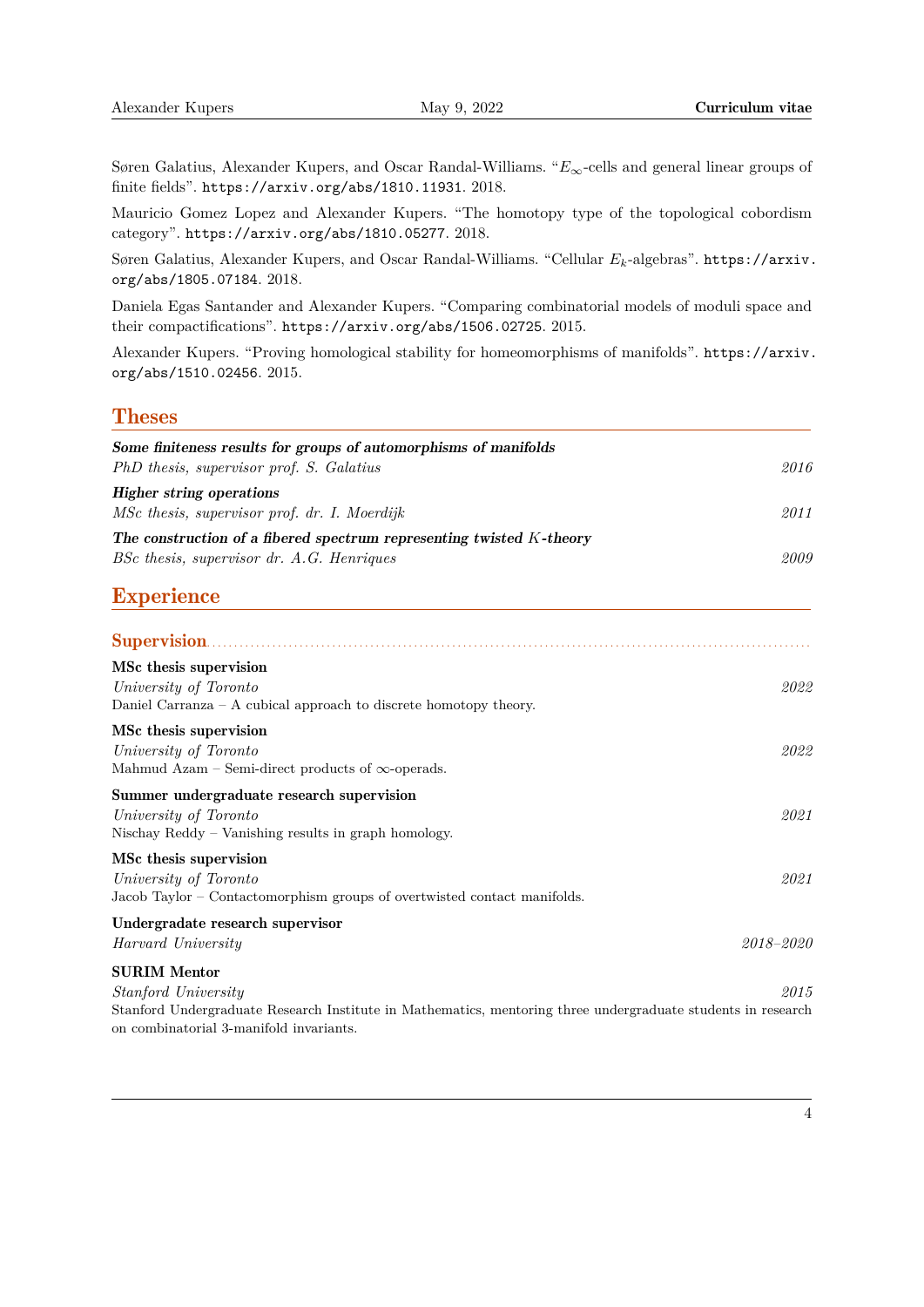Søren Galatius, Alexander Kupers, and Oscar Randal-Williams. "$E_\infty$-cells and general linear groups of finite fields". `https://arxiv.org/abs/1810.11931`. 2018.

Mauricio Gomez Lopez and Alexander Kupers. "The homotopy type of the topological cobordism category". `https://arxiv.org/abs/1810.05277`. 2018.

Søren Galatius, Alexander Kupers, and Oscar Randal-Williams. "Cellular $E_k$-algebras". `https://arxiv.org/abs/1805.07184`. 2018.

Daniela Egas Santander and Alexander Kupers. "Comparing combinatorial models of moduli space and their compactifications". `https://arxiv.org/abs/1506.02725`. 2015.

Alexander Kupers. "Proving homological stability for homeomorphisms of manifolds". `https://arxiv.org/abs/1510.02456`. 2015.

## Theses

***Some finiteness results for groups of automorphisms of manifolds***
*PhD thesis, supervisor prof. S. Galatius* — *2016*

***Higher string operations***
*MSc thesis, supervisor prof. dr. I. Moerdijk* — *2011*

***The construction of a fibered spectrum representing twisted $K$-theory***
*BSc thesis, supervisor dr. A.G. Henriques* — *2009*

## Experience

### Supervision

**MSc thesis supervision**
*University of Toronto* — *2022*
Daniel Carranza – A cubical approach to discrete homotopy theory.

**MSc thesis supervision**
*University of Toronto* — *2022*
Mahmud Azam – Semi-direct products of $\infty$-operads.

**Summer undergraduate research supervision**
*University of Toronto* — *2021*
Nischay Reddy – Vanishing results in graph homology.

**MSc thesis supervision**
*University of Toronto* — *2021*
Jacob Taylor – Contactomorphism groups of overtwisted contact manifolds.

**Undergradate research supervisor**
*Harvard University* — *2018–2020*

**SURIM Mentor**
*Stanford University* — *2015*
Stanford Undergraduate Research Institute in Mathematics, mentoring three undergraduate students in research on combinatorial 3-manifold invariants.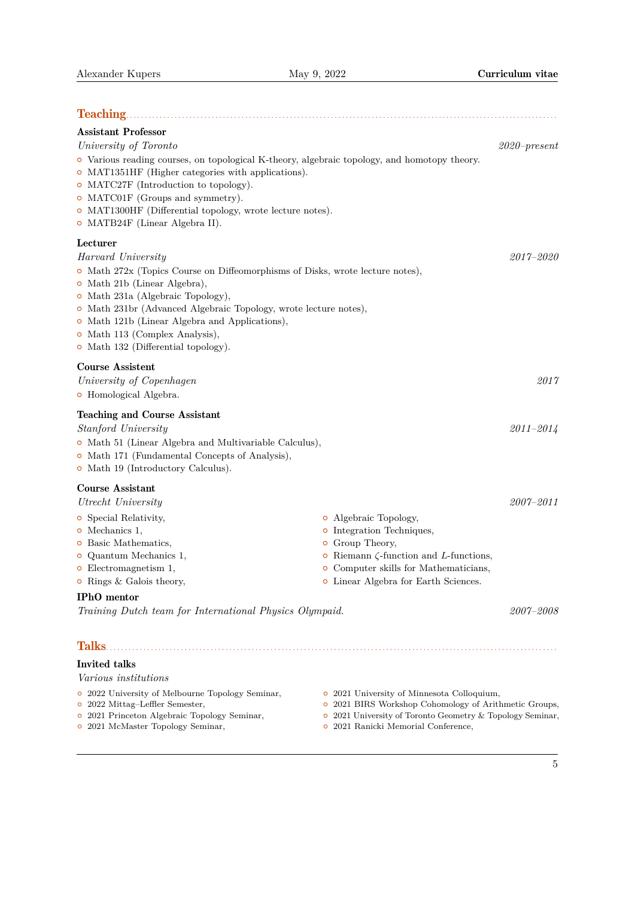## Teaching

**Assistant Professor**

*University of Toronto* — *2020–present*

- Various reading courses, on topological K-theory, algebraic topology, and homotopy theory.
- MAT1351HF (Higher categories with applications).
- MATC27F (Introduction to topology).
- MATC01F (Groups and symmetry).
- MAT1300HF (Differential topology, wrote lecture notes).
- MATB24F (Linear Algebra II).

**Lecturer**

*Harvard University* — *2017–2020*

- Math 272x (Topics Course on Diffeomorphisms of Disks, wrote lecture notes),
- Math 21b (Linear Algebra),
- Math 231a (Algebraic Topology),
- Math 231br (Advanced Algebraic Topology, wrote lecture notes),
- Math 121b (Linear Algebra and Applications),
- Math 113 (Complex Analysis),
- Math 132 (Differential topology).

**Course Assistent**

*University of Copenhagen* — *2017*

- Homological Algebra.

**Teaching and Course Assistant**

*Stanford University* — *2011–2014*

- Math 51 (Linear Algebra and Multivariable Calculus),
- Math 171 (Fundamental Concepts of Analysis),
- Math 19 (Introductory Calculus).

**Course Assistant**

*Utrecht University* — *2007–2011*

- Special Relativity,
- Mechanics 1,
- Basic Mathematics,
- Quantum Mechanics 1,
- Electromagnetism 1,
- Rings & Galois theory,
- Algebraic Topology,
- Integration Techniques,
- Group Theory,
- Riemann $\zeta$-function and $L$-functions,
- Computer skills for Mathematicians,
- Linear Algebra for Earth Sciences.

**IPhO mentor**

*Training Dutch team for International Physics Olympaid.* — *2007–2008*

## Talks

**Invited talks**

*Various institutions*

- 2022 University of Melbourne Topology Seminar,
- 2022 Mittag–Leffler Semester,
- 2021 Princeton Algebraic Topology Seminar,
- 2021 McMaster Topology Seminar,
- 2021 University of Minnesota Colloquium,
- 2021 BIRS Workshop Cohomology of Arithmetic Groups,
- 2021 University of Toronto Geometry & Topology Seminar,
- 2021 Ranicki Memorial Conference,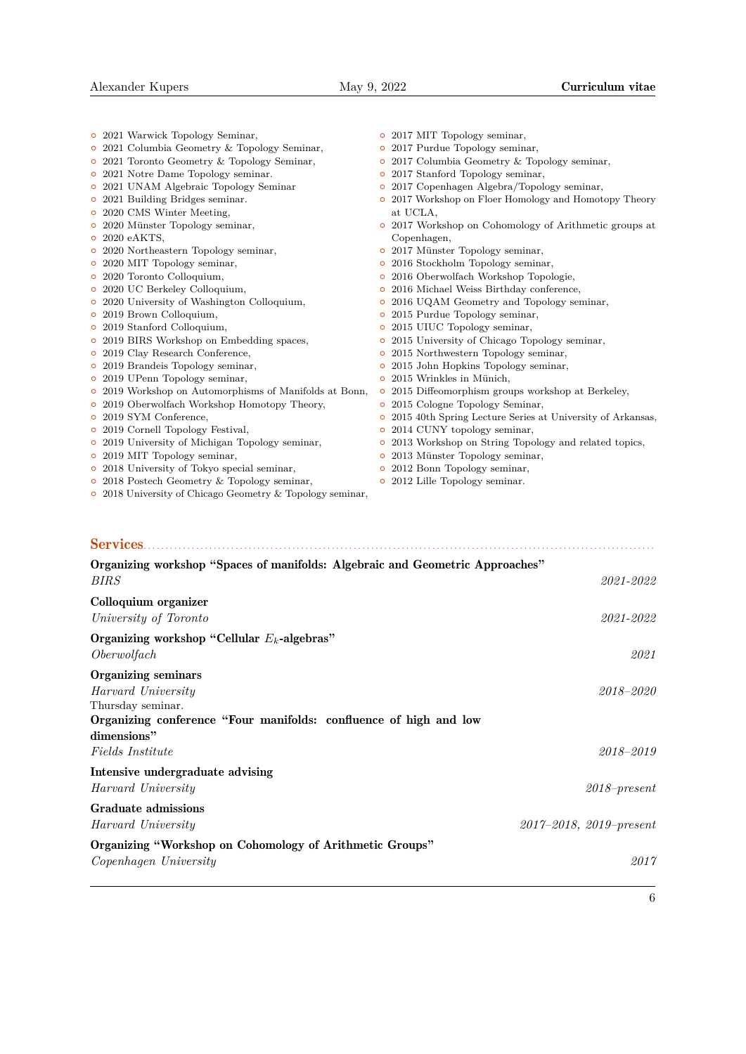- 2021 Warwick Topology Seminar,
- 2021 Columbia Geometry & Topology Seminar,
- 2021 Toronto Geometry & Topology Seminar,
- 2021 Notre Dame Topology seminar.
- 2021 UNAM Algebraic Topology Seminar
- 2021 Building Bridges seminar.
- 2020 CMS Winter Meeting,
- 2020 Münster Topology seminar,
- 2020 eAKTS,
- 2020 Northeastern Topology seminar,
- 2020 MIT Topology seminar,
- 2020 Toronto Colloquium,
- 2020 UC Berkeley Colloquium,
- 2020 University of Washington Colloquium,
- 2019 Brown Colloquium,
- 2019 Stanford Colloquium,
- 2019 BIRS Workshop on Embedding spaces,
- 2019 Clay Research Conference,
- 2019 Brandeis Topology seminar,
- 2019 UPenn Topology seminar,
- 2019 Workshop on Automorphisms of Manifolds at Bonn,
- 2019 Oberwolfach Workshop Homotopy Theory,
- 2019 SYM Conference,
- 2019 Cornell Topology Festival,
- 2019 University of Michigan Topology seminar,
- 2019 MIT Topology seminar,
- 2018 University of Tokyo special seminar,
- 2018 Postech Geometry & Topology seminar,
- 2018 University of Chicago Geometry & Topology seminar,
- 2017 MIT Topology seminar,
- 2017 Purdue Topology seminar,
- 2017 Columbia Geometry & Topology seminar,
- 2017 Stanford Topology seminar,
- 2017 Copenhagen Algebra/Topology seminar,
- 2017 Workshop on Floer Homology and Homotopy Theory at UCLA,
- 2017 Workshop on Cohomology of Arithmetic groups at Copenhagen,
- 2017 Münster Topology seminar,
- 2016 Stockholm Topology seminar,
- 2016 Oberwolfach Workshop Topologie,
- 2016 Michael Weiss Birthday conference,
- 2016 UQAM Geometry and Topology seminar,
- 2015 Purdue Topology seminar,
- 2015 UIUC Topology seminar,
- 2015 University of Chicago Topology seminar,
- 2015 Northwestern Topology seminar,
- 2015 John Hopkins Topology seminar,
- 2015 Wrinkles in Münich,
- 2015 Diffeomorphism groups workshop at Berkeley,
- 2015 Cologne Topology Seminar,
- 2015 40th Spring Lecture Series at University of Arkansas,
- 2014 CUNY topology seminar,
- 2013 Workshop on String Topology and related topics,
- 2013 Münster Topology seminar,
- 2012 Bonn Topology seminar,
- 2012 Lille Topology seminar.

## Services

**Organizing workshop "Spaces of manifolds: Algebraic and Geometric Approaches"**
*BIRS* — *2021-2022*

**Colloquium organizer**
*University of Toronto* — *2021-2022*

**Organizing workshop "Cellular $E_k$-algebras"**
*Oberwolfach* — *2021*

**Organizing seminars**
*Harvard University* — *2018–2020*
Thursday seminar.

**Organizing conference "Four manifolds: confluence of high and low dimensions"**
*Fields Institute* — *2018–2019*

**Intensive undergraduate advising**
*Harvard University* — *2018–present*

**Graduate admissions**
*Harvard University* — *2017–2018, 2019–present*

**Organizing "Workshop on Cohomology of Arithmetic Groups"**
*Copenhagen University* — *2017*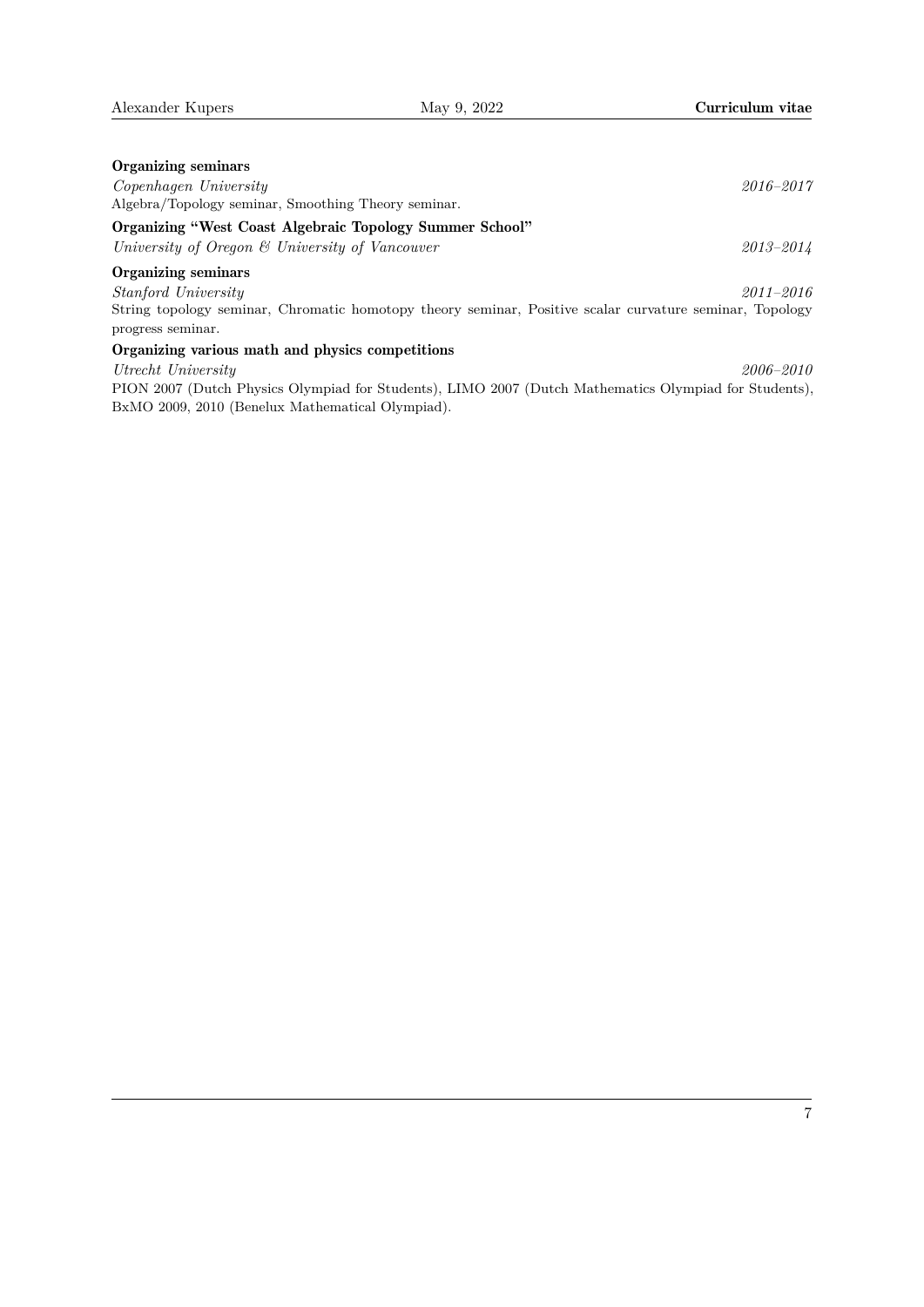**Organizing seminars**

*Copenhagen University* *2016–2017*

Algebra/Topology seminar, Smoothing Theory seminar.

**Organizing "West Coast Algebraic Topology Summer School"**

*University of Oregon & University of Vancouver* *2013–2014*

**Organizing seminars**

*Stanford University* *2011–2016*

String topology seminar, Chromatic homotopy theory seminar, Positive scalar curvature seminar, Topology progress seminar.

**Organizing various math and physics competitions**

*Utrecht University* *2006–2010*

PION 2007 (Dutch Physics Olympiad for Students), LIMO 2007 (Dutch Mathematics Olympiad for Students), BxMO 2009, 2010 (Benelux Mathematical Olympiad).